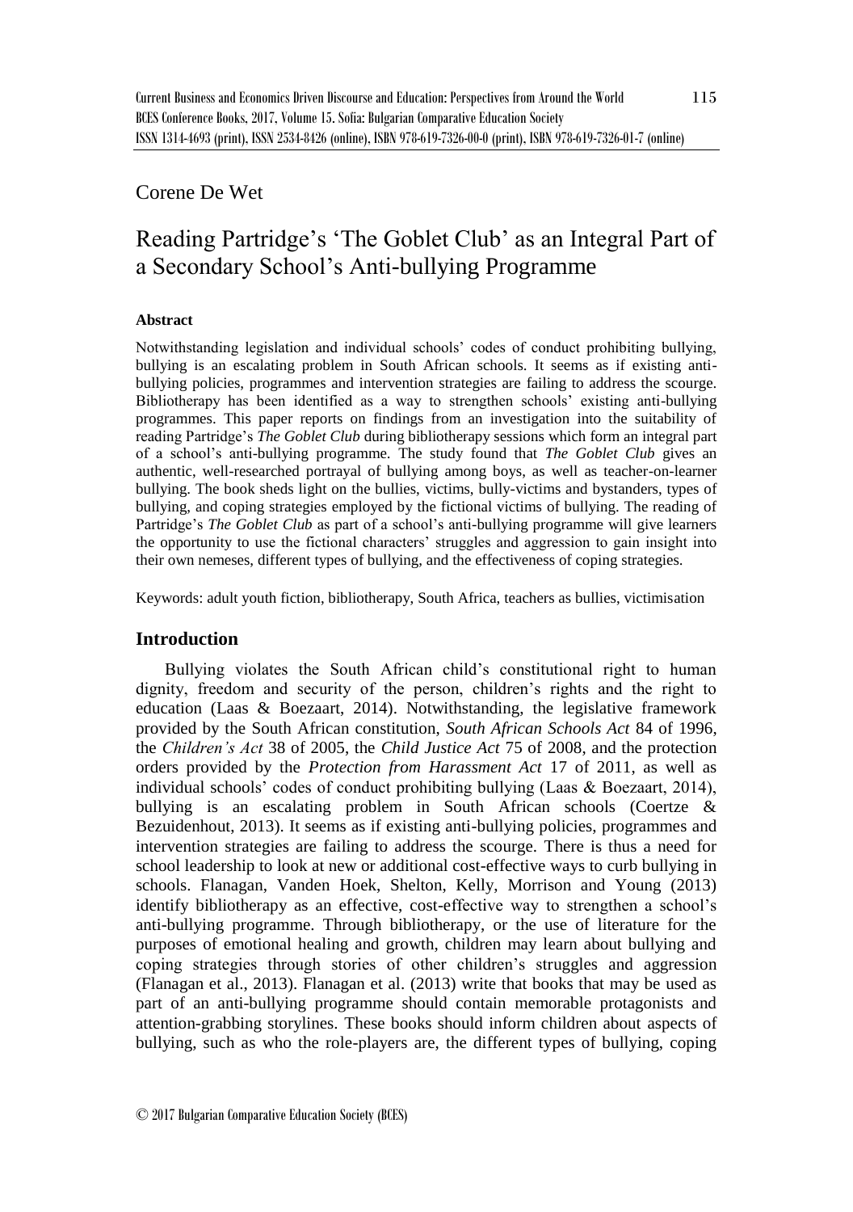Corene De Wet

# Reading Partridge's 'The Goblet Club' as an Integral Part of a Secondary School's Anti-bullying Programme

#### Abstract

Notwithstanding legislation and individual schools' codes of conduct prohibiting bullying, bullying is an escalating problem in South African schools. It seems as if existing anti-bullying policies, programmes and intervention strategies are failing to address the scourge. Bibliotherapy has been identified as a way to strengthen schools' existing anti-bullying programmes. This paper reports on findings from an investigation into the suitability of reading Partridge's *The Goblet Club* during bibliotherapy sessions which form an integral part of a school's anti-bullying programme. The study found that *The Goblet Club* gives an authentic, well-researched portrayal of bullying among boys, as well as teacher-on-learner bullying. The book sheds light on the bullies, victims, bully-victims and bystanders, types of bullying, and coping strategies employed by the fictional victims of bullying. The reading of Partridge's *The Goblet Club* as part of a school's anti-bullying programme will give learners the opportunity to use the fictional characters' struggles and aggression to gain insight into their own nemeses, different types of bullying, and the effectiveness of coping strategies.

Keywords: adult youth fiction, bibliotherapy, South Africa, teachers as bullies, victimisation

## Introduction

Bullying violates the South African child's constitutional right to human dignity, freedom and security of the person, children's rights and the right to education (Laas & Boezaart, 2014). Notwithstanding, the legislative framework provided by the South African constitution, *South African Schools Act* 84 of 1996, the *Children's Act* 38 of 2005, the *Child Justice Act* 75 of 2008, and the protection orders provided by the *Protection from Harassment Act* 17 of 2011, as well as individual schools' codes of conduct prohibiting bullying (Laas & Boezaart, 2014), bullying is an escalating problem in South African schools (Coertze & Bezuidenhout, 2013). It seems as if existing anti-bullying policies, programmes and intervention strategies are failing to address the scourge. There is thus a need for school leadership to look at new or additional cost-effective ways to curb bullying in schools. Flanagan, Vanden Hoek, Shelton, Kelly, Morrison and Young (2013) identify bibliotherapy as an effective, cost-effective way to strengthen a school's anti-bullying programme. Through bibliotherapy, or the use of literature for the purposes of emotional healing and growth, children may learn about bullying and coping strategies through stories of other children's struggles and aggression (Flanagan et al., 2013). Flanagan et al. (2013) write that books that may be used as part of an anti-bullying programme should contain memorable protagonists and attention-grabbing storylines. These books should inform children about aspects of bullying, such as who the role-players are, the different types of bullying, coping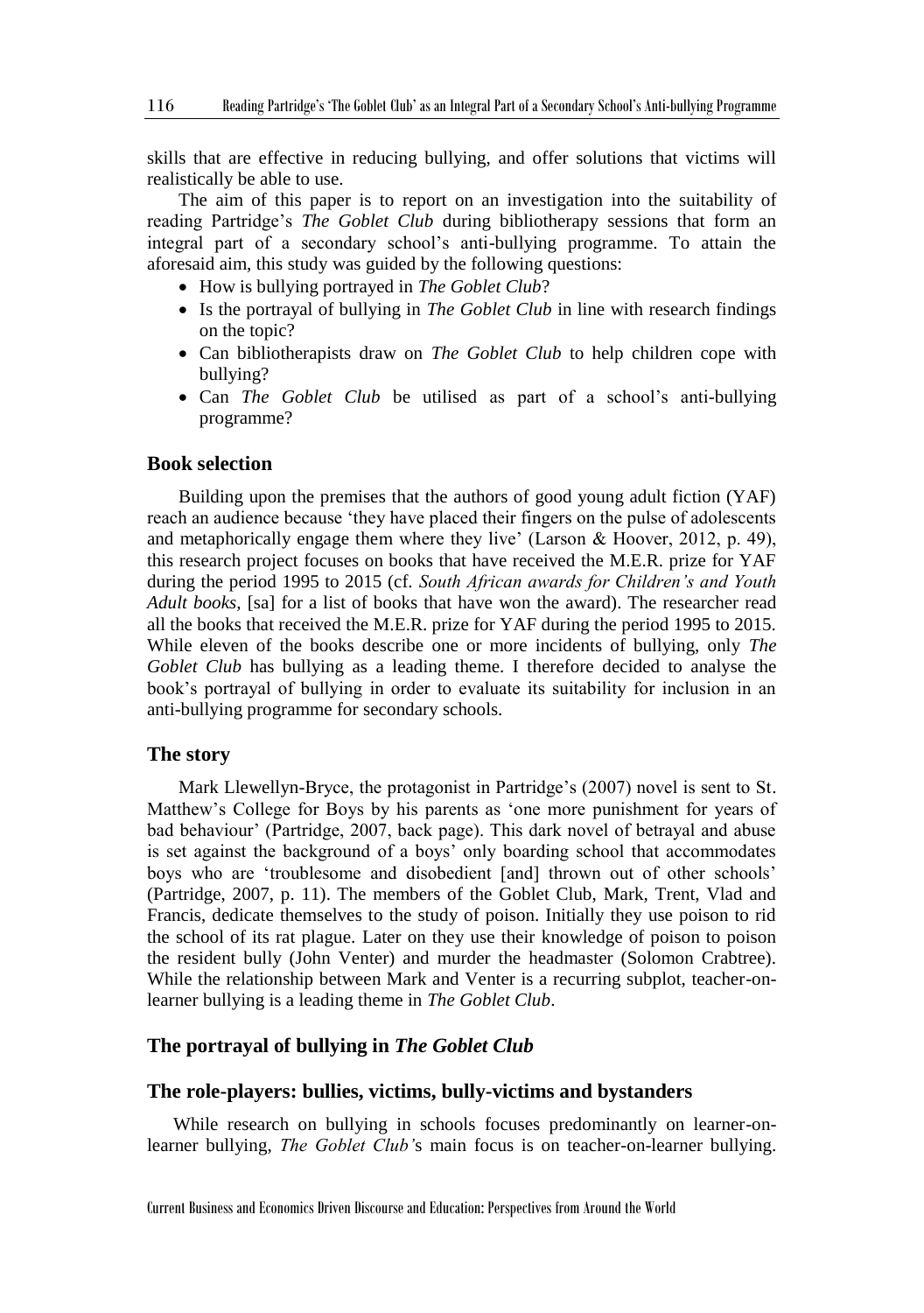skills that are effective in reducing bullying, and offer solutions that victims will realistically be able to use.

The aim of this paper is to report on an investigation into the suitability of reading Partridge's *The Goblet Club* during bibliotherapy sessions that form an integral part of a secondary school's anti-bullying programme. To attain the aforesaid aim, this study was guided by the following questions:

- How is bullying portrayed in *The Goblet Club*?
- Is the portrayal of bullying in *The Goblet Club* in line with research findings on the topic?
- Can bibliotherapists draw on *The Goblet Club* to help children cope with bullying?
- Can *The Goblet Club* be utilised as part of a school's anti-bullying programme?

## Book selection

Building upon the premises that the authors of good young adult fiction (YAF) reach an audience because 'they have placed their fingers on the pulse of adolescents and metaphorically engage them where they live' (Larson & Hoover, 2012, p. 49), this research project focuses on books that have received the M.E.R. prize for YAF during the period 1995 to 2015 (cf. *South African awards for Children's and Youth Adult books,* [sa] for a list of books that have won the award). The researcher read all the books that received the M.E.R. prize for YAF during the period 1995 to 2015. While eleven of the books describe one or more incidents of bullying, only *The Goblet Club* has bullying as a leading theme. I therefore decided to analyse the book's portrayal of bullying in order to evaluate its suitability for inclusion in an anti-bullying programme for secondary schools.

## The story

Mark Llewellyn-Bryce, the protagonist in Partridge's (2007) novel is sent to St. Matthew's College for Boys by his parents as 'one more punishment for years of bad behaviour' (Partridge, 2007, back page). This dark novel of betrayal and abuse is set against the background of a boys' only boarding school that accommodates boys who are 'troublesome and disobedient [and] thrown out of other schools' (Partridge, 2007, p. 11). The members of the Goblet Club, Mark, Trent, Vlad and Francis, dedicate themselves to the study of poison. Initially they use poison to rid the school of its rat plague. Later on they use their knowledge of poison to poison the resident bully (John Venter) and murder the headmaster (Solomon Crabtree). While the relationship between Mark and Venter is a recurring subplot, teacher-on-learner bullying is a leading theme in *The Goblet Club*.

## The portrayal of bullying in *The Goblet Club*

### The role-players: bullies, victims, bully-victims and bystanders

While research on bullying in schools focuses predominantly on learner-on-learner bullying, *The Goblet Club*'s main focus is on teacher-on-learner bullying.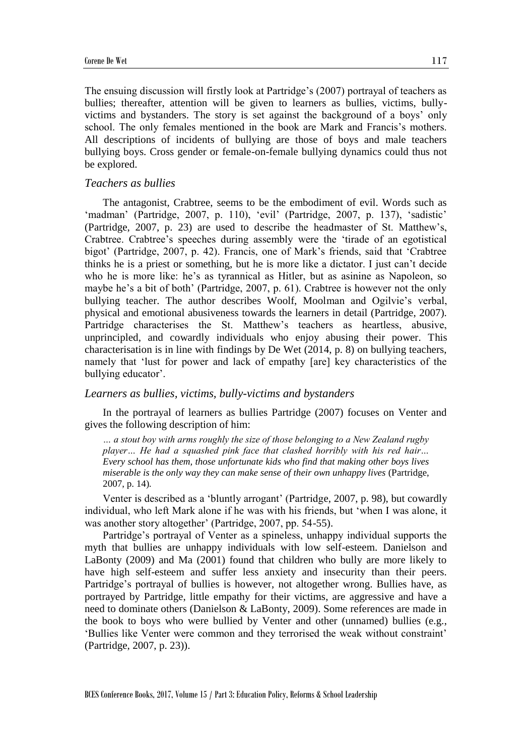The ensuing discussion will firstly look at Partridge's (2007) portrayal of teachers as bullies; thereafter, attention will be given to learners as bullies, victims, bully-victims and bystanders. The story is set against the background of a boys' only school. The only females mentioned in the book are Mark and Francis's mothers. All descriptions of incidents of bullying are those of boys and male teachers bullying boys. Cross gender or female-on-female bullying dynamics could thus not be explored.

### *Teachers as bullies*

The antagonist, Crabtree, seems to be the embodiment of evil. Words such as 'madman' (Partridge, 2007, p. 110), 'evil' (Partridge, 2007, p. 137), 'sadistic' (Partridge, 2007, p. 23) are used to describe the headmaster of St. Matthew's, Crabtree. Crabtree's speeches during assembly were the 'tirade of an egotistical bigot' (Partridge, 2007, p. 42). Francis, one of Mark's friends, said that 'Crabtree thinks he is a priest or something, but he is more like a dictator. I just can't decide who he is more like: he's as tyrannical as Hitler, but as asinine as Napoleon, so maybe he's a bit of both' (Partridge, 2007, p. 61). Crabtree is however not the only bullying teacher. The author describes Woolf, Moolman and Ogilvie's verbal, physical and emotional abusiveness towards the learners in detail (Partridge, 2007). Partridge characterises the St. Matthew's teachers as heartless, abusive, unprincipled, and cowardly individuals who enjoy abusing their power. This characterisation is in line with findings by De Wet (2014, p. 8) on bullying teachers, namely that 'lust for power and lack of empathy [are] key characteristics of the bullying educator'.

### *Learners as bullies, victims, bully-victims and bystanders*

In the portrayal of learners as bullies Partridge (2007) focuses on Venter and gives the following description of him:

> *… a stout boy with arms roughly the size of those belonging to a New Zealand rugby player… He had a squashed pink face that clashed horribly with his red hair… Every school has them, those unfortunate kids who find that making other boys lives miserable is the only way they can make sense of their own unhappy lives* (Partridge, 2007, p. 14).

Venter is described as a 'bluntly arrogant' (Partridge, 2007, p. 98), but cowardly individual, who left Mark alone if he was with his friends, but 'when I was alone, it was another story altogether' (Partridge, 2007, pp. 54-55).

Partridge's portrayal of Venter as a spineless, unhappy individual supports the myth that bullies are unhappy individuals with low self-esteem. Danielson and LaBonty (2009) and Ma (2001) found that children who bully are more likely to have high self-esteem and suffer less anxiety and insecurity than their peers. Partridge's portrayal of bullies is however, not altogether wrong. Bullies have, as portrayed by Partridge, little empathy for their victims, are aggressive and have a need to dominate others (Danielson & LaBonty, 2009). Some references are made in the book to boys who were bullied by Venter and other (unnamed) bullies (e.g., 'Bullies like Venter were common and they terrorised the weak without constraint' (Partridge, 2007, p. 23)).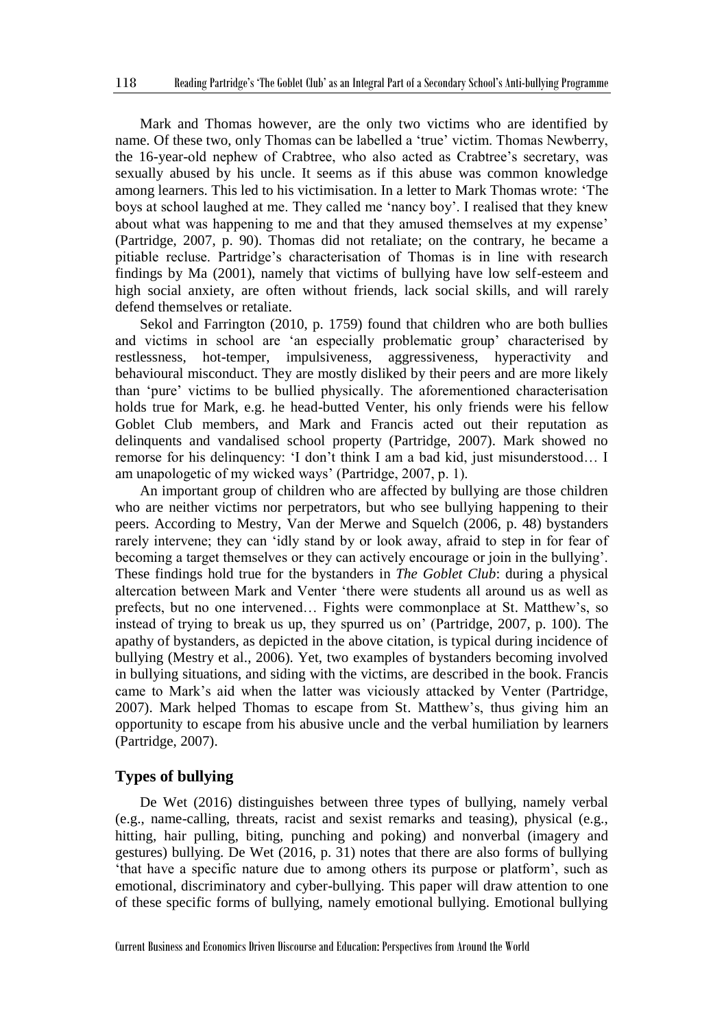Mark and Thomas however, are the only two victims who are identified by name. Of these two, only Thomas can be labelled a 'true' victim. Thomas Newberry, the 16-year-old nephew of Crabtree, who also acted as Crabtree's secretary, was sexually abused by his uncle. It seems as if this abuse was common knowledge among learners. This led to his victimisation. In a letter to Mark Thomas wrote: 'The boys at school laughed at me. They called me 'nancy boy'. I realised that they knew about what was happening to me and that they amused themselves at my expense' (Partridge, 2007, p. 90). Thomas did not retaliate; on the contrary, he became a pitiable recluse. Partridge's characterisation of Thomas is in line with research findings by Ma (2001), namely that victims of bullying have low self-esteem and high social anxiety, are often without friends, lack social skills, and will rarely defend themselves or retaliate.

Sekol and Farrington (2010, p. 1759) found that children who are both bullies and victims in school are 'an especially problematic group' characterised by restlessness, hot-temper, impulsiveness, aggressiveness, hyperactivity and behavioural misconduct. They are mostly disliked by their peers and are more likely than 'pure' victims to be bullied physically. The aforementioned characterisation holds true for Mark, e.g. he head-butted Venter, his only friends were his fellow Goblet Club members, and Mark and Francis acted out their reputation as delinquents and vandalised school property (Partridge, 2007). Mark showed no remorse for his delinquency: 'I don't think I am a bad kid, just misunderstood… I am unapologetic of my wicked ways' (Partridge, 2007, p. 1).

An important group of children who are affected by bullying are those children who are neither victims nor perpetrators, but who see bullying happening to their peers. According to Mestry, Van der Merwe and Squelch (2006, p. 48) bystanders rarely intervene; they can 'idly stand by or look away, afraid to step in for fear of becoming a target themselves or they can actively encourage or join in the bullying'. These findings hold true for the bystanders in *The Goblet Club*: during a physical altercation between Mark and Venter 'there were students all around us as well as prefects, but no one intervened… Fights were commonplace at St. Matthew's, so instead of trying to break us up, they spurred us on' (Partridge, 2007, p. 100). The apathy of bystanders, as depicted in the above citation, is typical during incidence of bullying (Mestry et al., 2006). Yet, two examples of bystanders becoming involved in bullying situations, and siding with the victims, are described in the book. Francis came to Mark's aid when the latter was viciously attacked by Venter (Partridge, 2007). Mark helped Thomas to escape from St. Matthew's, thus giving him an opportunity to escape from his abusive uncle and the verbal humiliation by learners (Partridge, 2007).

## Types of bullying

De Wet (2016) distinguishes between three types of bullying, namely verbal (e.g., name-calling, threats, racist and sexist remarks and teasing), physical (e.g., hitting, hair pulling, biting, punching and poking) and nonverbal (imagery and gestures) bullying. De Wet (2016, p. 31) notes that there are also forms of bullying 'that have a specific nature due to among others its purpose or platform', such as emotional, discriminatory and cyber-bullying. This paper will draw attention to one of these specific forms of bullying, namely emotional bullying. Emotional bullying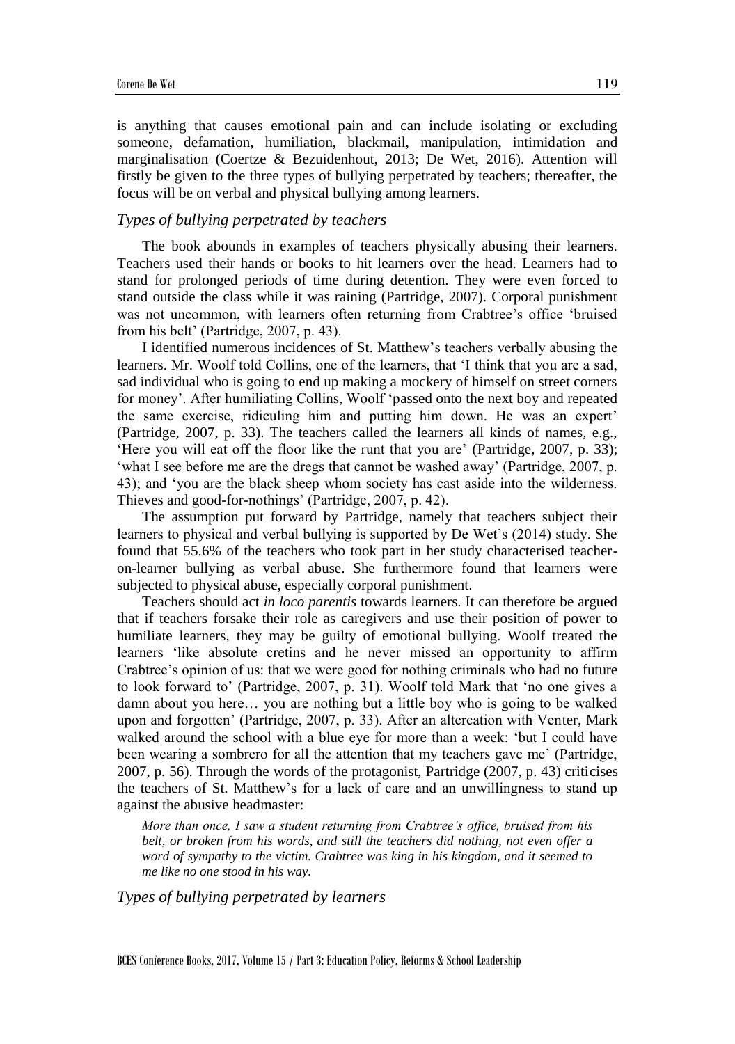is anything that causes emotional pain and can include isolating or excluding someone, defamation, humiliation, blackmail, manipulation, intimidation and marginalisation (Coertze & Bezuidenhout, 2013; De Wet, 2016). Attention will firstly be given to the three types of bullying perpetrated by teachers; thereafter, the focus will be on verbal and physical bullying among learners.

### *Types of bullying perpetrated by teachers*

The book abounds in examples of teachers physically abusing their learners. Teachers used their hands or books to hit learners over the head. Learners had to stand for prolonged periods of time during detention. They were even forced to stand outside the class while it was raining (Partridge, 2007). Corporal punishment was not uncommon, with learners often returning from Crabtree's office 'bruised from his belt' (Partridge, 2007, p. 43).

I identified numerous incidences of St. Matthew's teachers verbally abusing the learners. Mr. Woolf told Collins, one of the learners, that 'I think that you are a sad, sad individual who is going to end up making a mockery of himself on street corners for money'. After humiliating Collins, Woolf 'passed onto the next boy and repeated the same exercise, ridiculing him and putting him down. He was an expert' (Partridge, 2007, p. 33). The teachers called the learners all kinds of names, e.g., 'Here you will eat off the floor like the runt that you are' (Partridge, 2007, p. 33); 'what I see before me are the dregs that cannot be washed away' (Partridge, 2007, p. 43); and 'you are the black sheep whom society has cast aside into the wilderness. Thieves and good-for-nothings' (Partridge, 2007, p. 42).

The assumption put forward by Partridge, namely that teachers subject their learners to physical and verbal bullying is supported by De Wet's (2014) study. She found that 55.6% of the teachers who took part in her study characterised teacher-on-learner bullying as verbal abuse. She furthermore found that learners were subjected to physical abuse, especially corporal punishment.

Teachers should act *in loco parentis* towards learners. It can therefore be argued that if teachers forsake their role as caregivers and use their position of power to humiliate learners, they may be guilty of emotional bullying. Woolf treated the learners 'like absolute cretins and he never missed an opportunity to affirm Crabtree's opinion of us: that we were good for nothing criminals who had no future to look forward to' (Partridge, 2007, p. 31). Woolf told Mark that 'no one gives a damn about you here… you are nothing but a little boy who is going to be walked upon and forgotten' (Partridge, 2007, p. 33). After an altercation with Venter, Mark walked around the school with a blue eye for more than a week: 'but I could have been wearing a sombrero for all the attention that my teachers gave me' (Partridge, 2007, p. 56). Through the words of the protagonist, Partridge (2007, p. 43) criticises the teachers of St. Matthew's for a lack of care and an unwillingness to stand up against the abusive headmaster:

> *More than once, I saw a student returning from Crabtree's office, bruised from his belt, or broken from his words, and still the teachers did nothing, not even offer a word of sympathy to the victim. Crabtree was king in his kingdom, and it seemed to me like no one stood in his way.*

### *Types of bullying perpetrated by learners*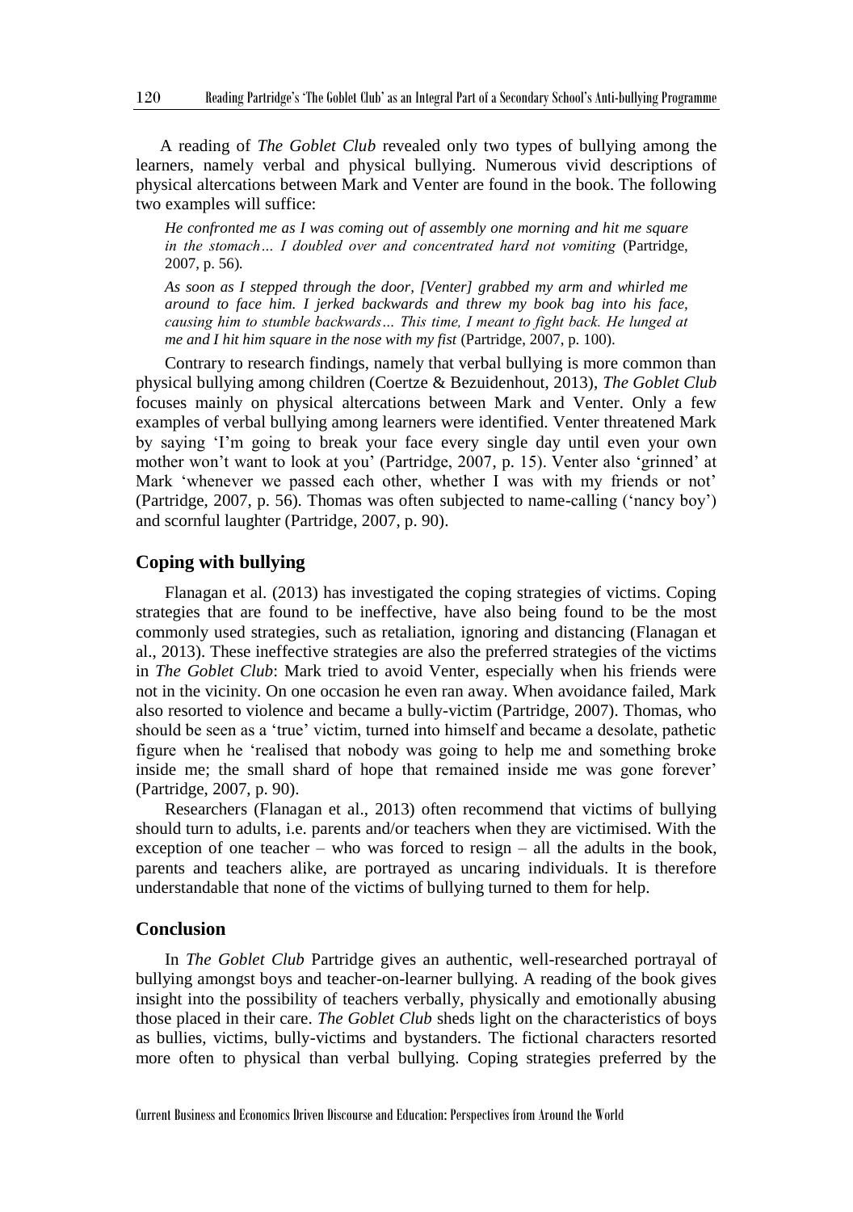A reading of *The Goblet Club* revealed only two types of bullying among the learners, namely verbal and physical bullying. Numerous vivid descriptions of physical altercations between Mark and Venter are found in the book. The following two examples will suffice:

> *He confronted me as I was coming out of assembly one morning and hit me square in the stomach… I doubled over and concentrated hard not vomiting* (Partridge, 2007, p. 56).

> *As soon as I stepped through the door, [Venter] grabbed my arm and whirled me around to face him. I jerked backwards and threw my book bag into his face, causing him to stumble backwards… This time, I meant to fight back. He lunged at me and I hit him square in the nose with my fist* (Partridge, 2007, p. 100).

Contrary to research findings, namely that verbal bullying is more common than physical bullying among children (Coertze & Bezuidenhout, 2013), *The Goblet Club* focuses mainly on physical altercations between Mark and Venter. Only a few examples of verbal bullying among learners were identified. Venter threatened Mark by saying 'I'm going to break your face every single day until even your own mother won't want to look at you' (Partridge, 2007, p. 15). Venter also 'grinned' at Mark 'whenever we passed each other, whether I was with my friends or not' (Partridge, 2007, p. 56). Thomas was often subjected to name-calling ('nancy boy') and scornful laughter (Partridge, 2007, p. 90).

## Coping with bullying

Flanagan et al. (2013) has investigated the coping strategies of victims. Coping strategies that are found to be ineffective, have also being found to be the most commonly used strategies, such as retaliation, ignoring and distancing (Flanagan et al., 2013). These ineffective strategies are also the preferred strategies of the victims in *The Goblet Club*: Mark tried to avoid Venter, especially when his friends were not in the vicinity. On one occasion he even ran away. When avoidance failed, Mark also resorted to violence and became a bully-victim (Partridge, 2007). Thomas, who should be seen as a 'true' victim, turned into himself and became a desolate, pathetic figure when he 'realised that nobody was going to help me and something broke inside me; the small shard of hope that remained inside me was gone forever' (Partridge, 2007, p. 90).

Researchers (Flanagan et al., 2013) often recommend that victims of bullying should turn to adults, i.e. parents and/or teachers when they are victimised. With the exception of one teacher – who was forced to resign – all the adults in the book, parents and teachers alike, are portrayed as uncaring individuals. It is therefore understandable that none of the victims of bullying turned to them for help.

## Conclusion

In *The Goblet Club* Partridge gives an authentic, well-researched portrayal of bullying amongst boys and teacher-on-learner bullying. A reading of the book gives insight into the possibility of teachers verbally, physically and emotionally abusing those placed in their care. *The Goblet Club* sheds light on the characteristics of boys as bullies, victims, bully-victims and bystanders. The fictional characters resorted more often to physical than verbal bullying. Coping strategies preferred by the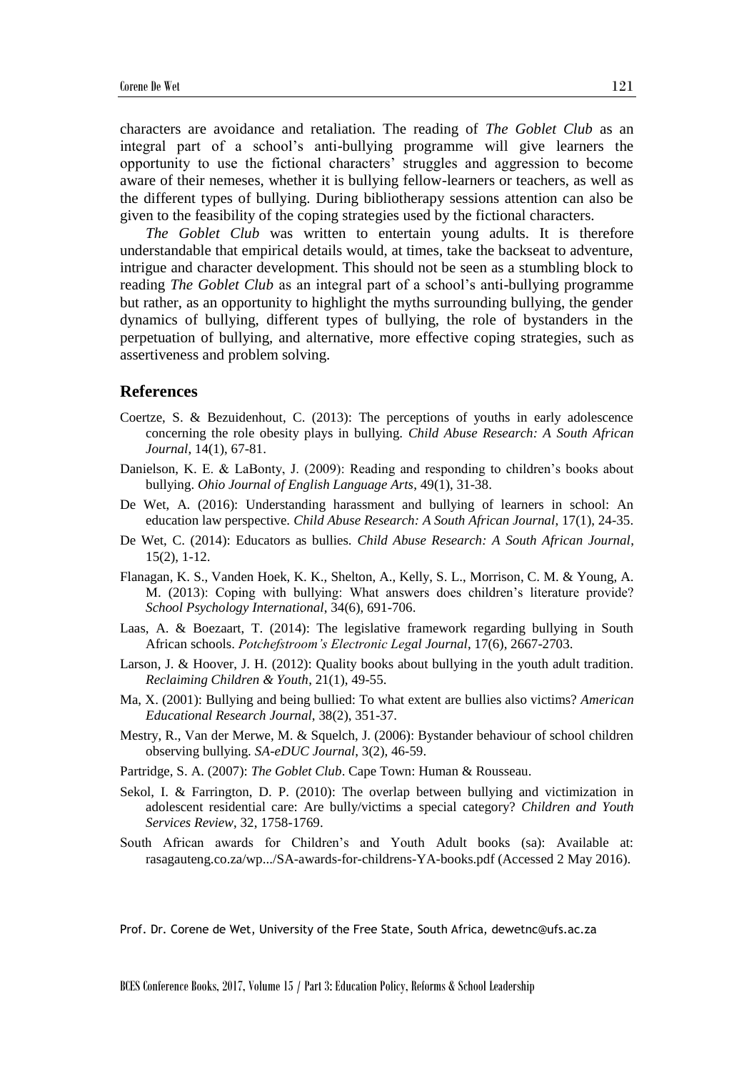characters are avoidance and retaliation. The reading of *The Goblet Club* as an integral part of a school's anti-bullying programme will give learners the opportunity to use the fictional characters' struggles and aggression to become aware of their nemeses, whether it is bullying fellow-learners or teachers, as well as the different types of bullying. During bibliotherapy sessions attention can also be given to the feasibility of the coping strategies used by the fictional characters.

*The Goblet Club* was written to entertain young adults. It is therefore understandable that empirical details would, at times, take the backseat to adventure, intrigue and character development. This should not be seen as a stumbling block to reading *The Goblet Club* as an integral part of a school's anti-bullying programme but rather, as an opportunity to highlight the myths surrounding bullying, the gender dynamics of bullying, different types of bullying, the role of bystanders in the perpetuation of bullying, and alternative, more effective coping strategies, such as assertiveness and problem solving.

## References

Coertze, S. & Bezuidenhout, C. (2013): The perceptions of youths in early adolescence concerning the role obesity plays in bullying. *Child Abuse Research: A South African Journal*, 14(1), 67-81.

Danielson, K. E. & LaBonty, J. (2009): Reading and responding to children's books about bullying. *Ohio Journal of English Language Arts*, 49(1), 31-38.

De Wet, A. (2016): Understanding harassment and bullying of learners in school: An education law perspective. *Child Abuse Research: A South African Journal*, 17(1), 24-35.

De Wet, C. (2014): Educators as bullies. *Child Abuse Research: A South African Journal*, 15(2), 1-12.

Flanagan, K. S., Vanden Hoek, K. K., Shelton, A., Kelly, S. L., Morrison, C. M. & Young, A. M. (2013): Coping with bullying: What answers does children's literature provide? *School Psychology International*, 34(6), 691-706.

Laas, A. & Boezaart, T. (2014): The legislative framework regarding bullying in South African schools. *Potchefstroom's Electronic Legal Journal*, 17(6), 2667-2703.

Larson, J. & Hoover, J. H. (2012): Quality books about bullying in the youth adult tradition. *Reclaiming Children & Youth*, 21(1), 49-55.

Ma, X. (2001): Bullying and being bullied: To what extent are bullies also victims? *American Educational Research Journal*, 38(2), 351-37.

Mestry, R., Van der Merwe, M. & Squelch, J. (2006): Bystander behaviour of school children observing bullying. *SA-eDUC Journal*, 3(2), 46-59.

Partridge, S. A. (2007): *The Goblet Club*. Cape Town: Human & Rousseau.

Sekol, I. & Farrington, D. P. (2010): The overlap between bullying and victimization in adolescent residential care: Are bully/victims a special category? *Children and Youth Services Review*, 32, 1758-1769.

South African awards for Children's and Youth Adult books (sa): Available at: rasagauteng.co.za/wp.../SA-awards-for-childrens-YA-books.pdf (Accessed 2 May 2016).

Prof. Dr. Corene de Wet, University of the Free State, South Africa, dewetnc@ufs.ac.za